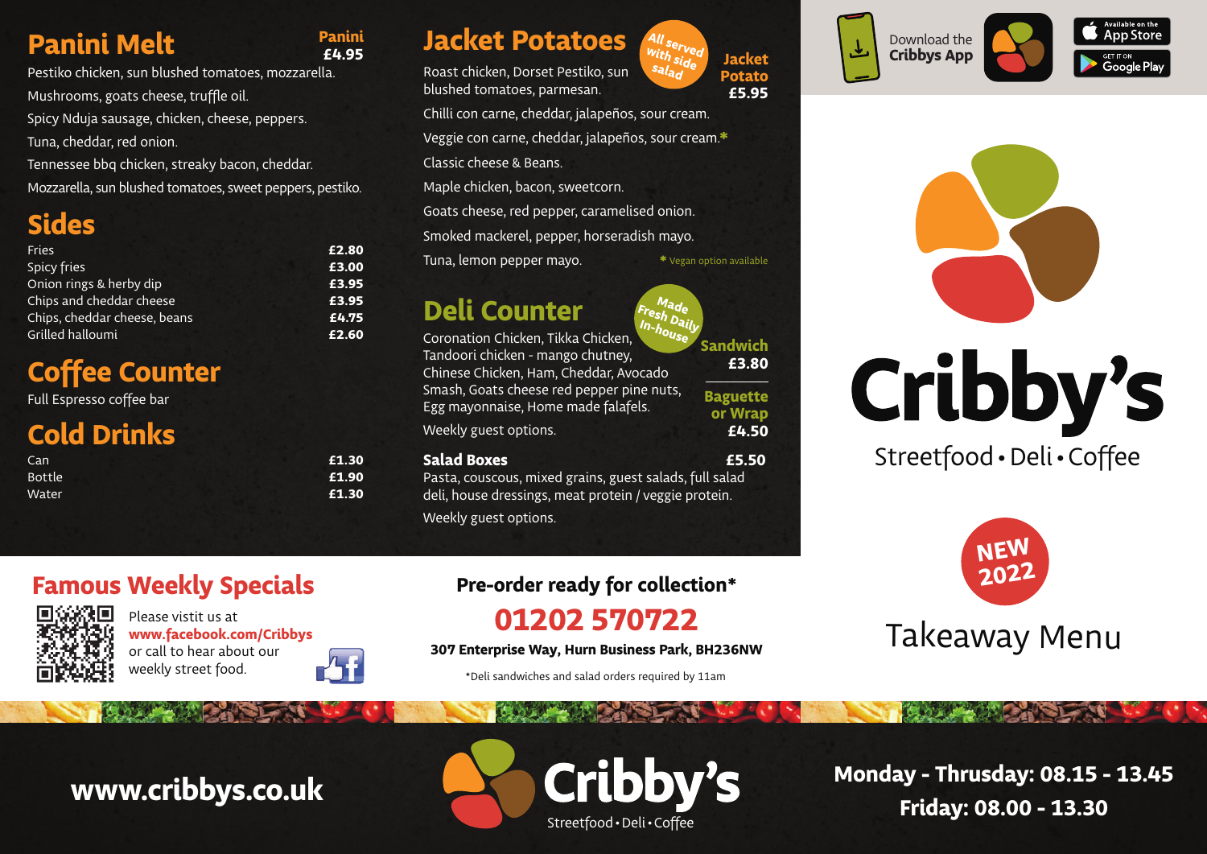## Panini Melt

**Panini £4.95**

Pestiko chicken, sun blushed tomatoes, mozzarella.

Mushrooms, goats cheese, truffle oil.

Spicy Nduja sausage, chicken, cheese, peppers.

Tuna, cheddar, red onion.

Tennessee bbq chicken, streaky bacon, cheddar.

Mozzarella, sun blushed tomatoes, sweet peppers, pestiko.

## Sides

| Item | Price |
|---|---|
| Fries | £2.80 |
| Spicy fries | £3.00 |
| Onion rings & herby dip | £3.95 |
| Chips and cheddar cheese | £3.95 |
| Chips, cheddar cheese, beans | £4.75 |
| Grilled halloumi | £2.60 |

## Coffee Counter

Full Espresso coffee bar

## Cold Drinks

| Item | Price |
|---|---|
| Can | £1.30 |
| Bottle | £1.90 |
| Water | £1.30 |

## Jacket Potatoes

*All served with side salad*

**Jacket Potato £5.95**

Roast chicken, Dorset Pestiko, sun blushed tomatoes, parmesan.

Chilli con carne, cheddar, jalapeños, sour cream.

Veggie con carne, cheddar, jalapeños, sour cream.*

Classic cheese & Beans.

Maple chicken, bacon, sweetcorn.

Goats cheese, red pepper, caramelised onion.

Smoked mackerel, pepper, horseradish mayo.

Tuna, lemon pepper mayo.

* Vegan option available

## Deli Counter

*Made Fresh Daily In-house*

**Sandwich £3.80**

**Baguette or Wrap £4.50**

Coronation Chicken, Tikka Chicken, Tandoori chicken - mango chutney, Chinese Chicken, Ham, Cheddar, Avocado Smash, Goats cheese red pepper pine nuts, Egg mayonnaise, Home made falafels.

Weekly guest options.

**Salad Boxes £5.50**

Pasta, couscous, mixed grains, guest salads, full salad deli, house dressings, meat protein / veggie protein.

Weekly guest options.

Download the **Cribbys App**

Available on the App Store

GET IT ON Google Play

# Cribby's

Streetfood • Deli • Coffee

NEW 2022

# Takeaway Menu

## Famous Weekly Specials

Please vistit us at **www.facebook.com/Cribbys** or call to hear about our weekly street food.

**Pre-order ready for collection***

# 01202 570722

**307 Enterprise Way, Hurn Business Park, BH236NW**

*Deli sandwiches and salad orders required by 11am

**www.cribbys.co.uk**

**Cribby's**

Streetfood • Deli • Coffee

**Monday - Thrusday: 08.15 - 13.45**

**Friday: 08.00 - 13.30**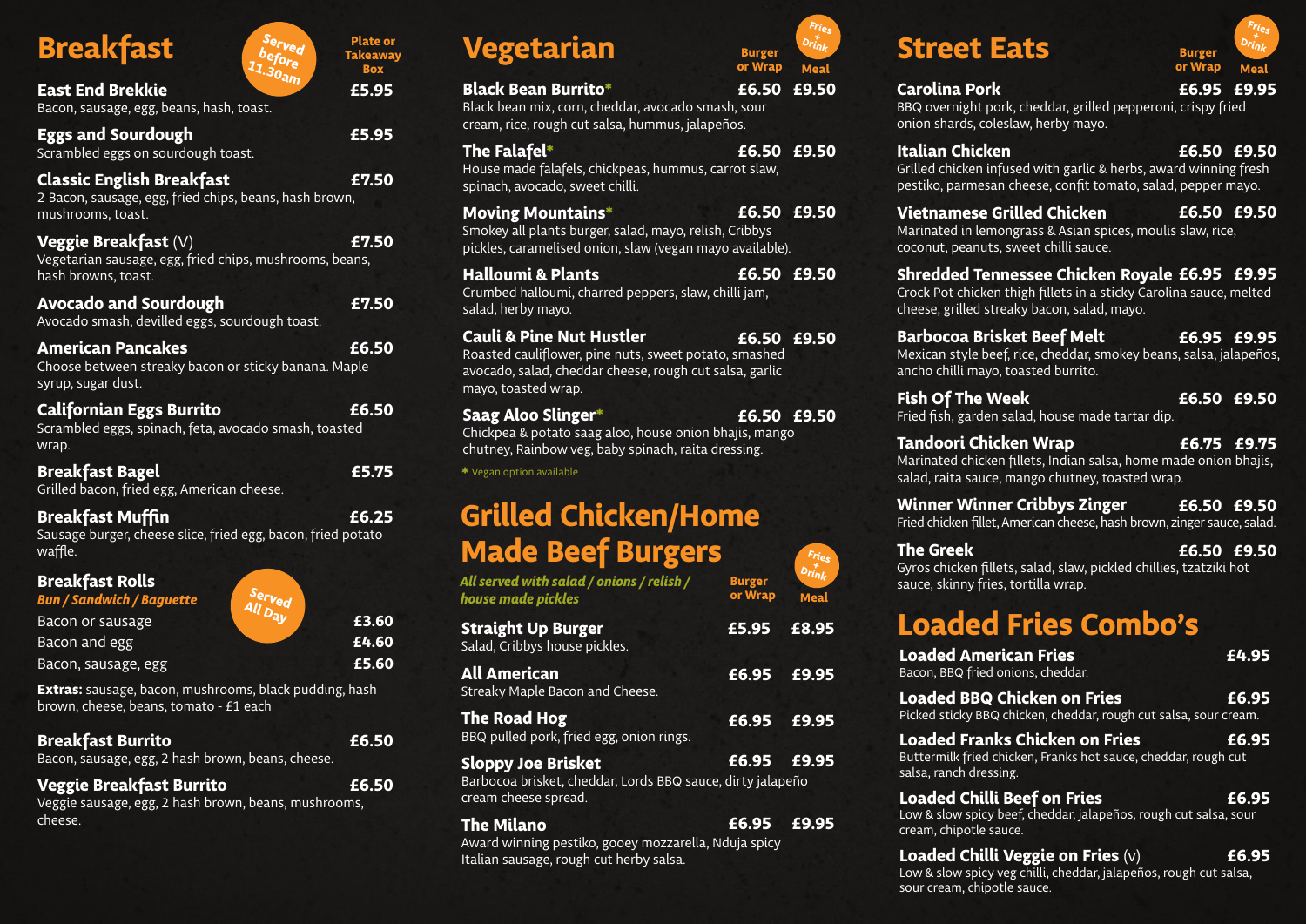# Breakfast

Served before 11.30am

Plate or Takeaway Box

**East End Brekkie** £5.95
Bacon, sausage, egg, beans, hash, toast.

**Eggs and Sourdough** £5.95
Scrambled eggs on sourdough toast.

**Classic English Breakfast** £7.50
2 Bacon, sausage, egg, fried chips, beans, hash brown, mushrooms, toast.

**Veggie Breakfast** (V) £7.50
Vegetarian sausage, egg, fried chips, mushrooms, beans, hash browns, toast.

**Avocado and Sourdough** £7.50
Avocado smash, devilled eggs, sourdough toast.

**American Pancakes** £6.50
Choose between streaky bacon or sticky banana. Maple syrup, sugar dust.

**Californian Eggs Burrito** £6.50
Scrambled eggs, spinach, feta, avocado smash, toasted wrap.

**Breakfast Bagel** £5.75
Grilled bacon, fried egg, American cheese.

**Breakfast Muffin** £6.25
Sausage burger, cheese slice, fried egg, bacon, fried potato waffle.

**Breakfast Rolls**
*Bun / Sandwich / Baguette*

Served All Day

| | |
|---|---|
| Bacon or sausage | £3.60 |
| Bacon and egg | £4.60 |
| Bacon, sausage, egg | £5.60 |

**Extras:** sausage, bacon, mushrooms, black pudding, hash brown, cheese, beans, tomato - £1 each

**Breakfast Burrito** £6.50
Bacon, sausage, egg, 2 hash brown, beans, cheese.

**Veggie Breakfast Burrito** £6.50
Veggie sausage, egg, 2 hash brown, beans, mushrooms, cheese.

# Vegetarian

| | Burger or Wrap | Fries + Drink Meal |
|---|---|---|
| **Black Bean Burrito*** | £6.50 | £9.50 |
| **The Falafel*** | £6.50 | £9.50 |
| **Moving Mountains*** | £6.50 | £9.50 |
| **Halloumi & Plants** | £6.50 | £9.50 |
| **Cauli & Pine Nut Hustler** | £6.50 | £9.50 |
| **Saag Aloo Slinger*** | £6.50 | £9.50 |

**Black Bean Burrito*** — Black bean mix, corn, cheddar, avocado smash, sour cream, rice, rough cut salsa, hummus, jalapeños.

**The Falafel*** — House made falafels, chickpeas, hummus, carrot slaw, spinach, avocado, sweet chilli.

**Moving Mountains*** — Smokey all plants burger, salad, mayo, relish, Cribbys pickles, caramelised onion, slaw (vegan mayo available).

**Halloumi & Plants** — Crumbed halloumi, charred peppers, slaw, chilli jam, salad, herby mayo.

**Cauli & Pine Nut Hustler** — Roasted cauliflower, pine nuts, sweet potato, smashed avocado, salad, cheddar cheese, rough cut salsa, garlic mayo, toasted wrap.

**Saag Aloo Slinger*** — Chickpea & potato saag aloo, house onion bhajis, mango chutney, Rainbow veg, baby spinach, raita dressing.

* Vegan option available

# Grilled Chicken/Home Made Beef Burgers

*All served with salad / onions / relish / house made pickles*

| | Burger or Wrap | Fries + Drink Meal |
|---|---|---|
| **Straight Up Burger** | £5.95 | £8.95 |
| **All American** | £6.95 | £9.95 |
| **The Road Hog** | £6.95 | £9.95 |
| **Sloppy Joe Brisket** | £6.95 | £9.95 |
| **The Milano** | £6.95 | £9.95 |

**Straight Up Burger** — Salad, Cribbys house pickles.

**All American** — Streaky Maple Bacon and Cheese.

**The Road Hog** — BBQ pulled pork, fried egg, onion rings.

**Sloppy Joe Brisket** — Barbocoa brisket, cheddar, Lords BBQ sauce, dirty jalapeño cream cheese spread.

**The Milano** — Award winning pestiko, gooey mozzarella, Nduja spicy Italian sausage, rough cut herby salsa.

# Street Eats

| | Burger or Wrap | Fries + Drink Meal |
|---|---|---|
| **Carolina Pork** | £6.95 | £9.95 |
| **Italian Chicken** | £6.50 | £9.50 |
| **Vietnamese Grilled Chicken** | £6.50 | £9.50 |
| **Shredded Tennessee Chicken Royale** | £6.95 | £9.95 |
| **Barbocoa Brisket Beef Melt** | £6.95 | £9.95 |
| **Fish Of The Week** | £6.50 | £9.50 |
| **Tandoori Chicken Wrap** | £6.75 | £9.75 |
| **Winner Winner Cribbys Zinger** | £6.50 | £9.50 |
| **The Greek** | £6.50 | £9.50 |

**Carolina Pork** — BBQ overnight pork, cheddar, grilled pepperoni, crispy fried onion shards, coleslaw, herby mayo.

**Italian Chicken** — Grilled chicken infused with garlic & herbs, award winning fresh pestiko, parmesan cheese, confit tomato, salad, pepper mayo.

**Vietnamese Grilled Chicken** — Marinated in lemongrass & Asian spices, moulis slaw, rice, coconut, peanuts, sweet chilli sauce.

**Shredded Tennessee Chicken Royale** — Crock Pot chicken thigh fillets in a sticky Carolina sauce, melted cheese, grilled streaky bacon, salad, mayo.

**Barbocoa Brisket Beef Melt** — Mexican style beef, rice, cheddar, smokey beans, salsa, jalapeños, ancho chilli mayo, toasted burrito.

**Fish Of The Week** — Fried fish, garden salad, house made tartar dip.

**Tandoori Chicken Wrap** — Marinated chicken fillets, Indian salsa, home made onion bhajis, salad, raita sauce, mango chutney, toasted wrap.

**Winner Winner Cribbys Zinger** — Fried chicken fillet, American cheese, hash brown, zinger sauce, salad.

**The Greek** — Gyros chicken fillets, salad, slaw, pickled chillies, tzatziki hot sauce, skinny fries, tortilla wrap.

# Loaded Fries Combo's

**Loaded American Fries** £4.95
Bacon, BBQ fried onions, cheddar.

**Loaded BBQ Chicken on Fries** £6.95
Picked sticky BBQ chicken, cheddar, rough cut salsa, sour cream.

**Loaded Franks Chicken on Fries** £6.95
Buttermilk fried chicken, Franks hot sauce, cheddar, rough cut salsa, ranch dressing.

**Loaded Chilli Beef on Fries** £6.95
Low & slow spicy beef, cheddar, jalapeños, rough cut salsa, sour cream, chipotle sauce.

**Loaded Chilli Veggie on Fries** (v) £6.95
Low & slow spicy veg chilli, cheddar, jalapeños, rough cut salsa, sour cream, chipotle sauce.